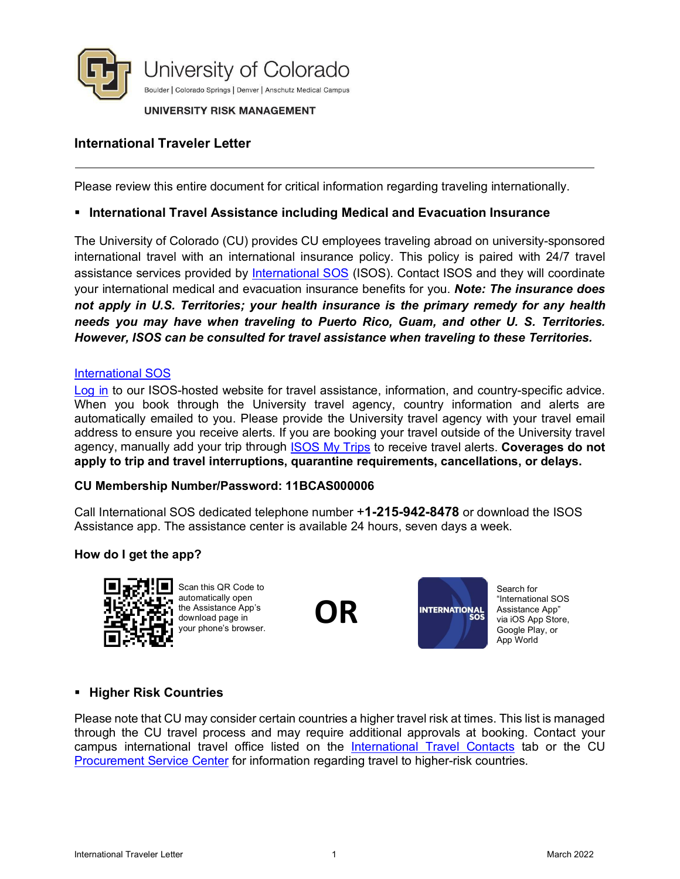University of Colorado

Boulder | Colorado Springs | Denver | Anschutz Medical Campus

UNIVERSITY RISK MANAGEMENT

## International Traveler Letter

---

Please review this entire document for critical information regarding traveling internationally.

- **International Travel Assistance including Medical and Evacuation Insurance**

The University of Colorado (CU) provides CU employees traveling abroad on university-sponsored international travel with an international insurance policy. This policy is paired with 24/7 travel assistance services provided by International SOS (ISOS). Contact ISOS and they will coordinate your international medical and evacuation insurance benefits for you. ***Note: The insurance does not apply in U.S. Territories; your health insurance is the primary remedy for any health needs you may have when traveling to Puerto Rico, Guam, and other U. S. Territories. However, ISOS can be consulted for travel assistance when traveling to these Territories.***

International SOS

Log in to our ISOS-hosted website for travel assistance, information, and country-specific advice. When you book through the University travel agency, country information and alerts are automatically emailed to you. Please provide the University travel agency with your travel email address to ensure you receive alerts. If you are booking your travel outside of the University travel agency, manually add your trip through ISOS My Trips to receive travel alerts. **Coverages do not apply to trip and travel interruptions, quarantine requirements, cancellations, or delays.**

**CU Membership Number/Password: 11BCAS000006**

Call International SOS dedicated telephone number **+1-215-942-8478** or download the ISOS Assistance app. The assistance center is available 24 hours, seven days a week.

**How do I get the app?**

Scan this QR Code to automatically open the Assistance App's download page in your phone's browser.

**OR**

Search for "International SOS Assistance App" via iOS App Store, Google Play, or App World

- **Higher Risk Countries**

Please note that CU may consider certain countries a higher travel risk at times. This list is managed through the CU travel process and may require additional approvals at booking. Contact your campus international travel office listed on the International Travel Contacts tab or the CU Procurement Service Center for information regarding travel to higher-risk countries.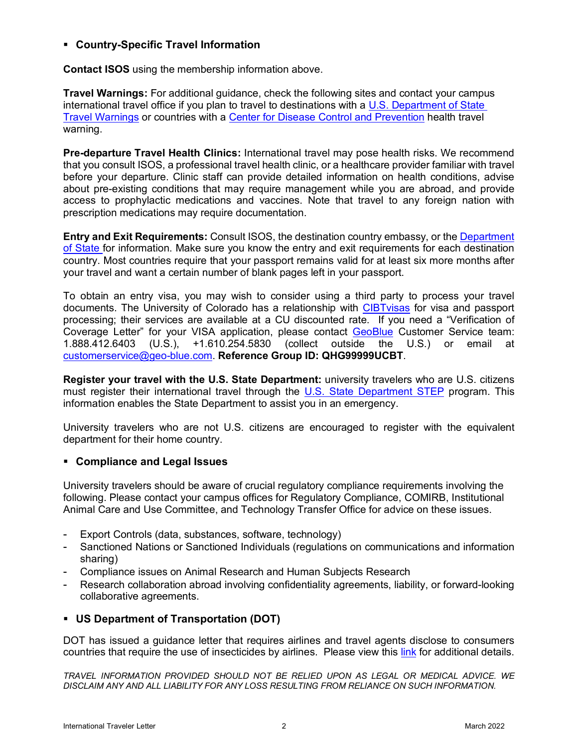- **Country-Specific Travel Information**

**Contact ISOS** using the membership information above.

**Travel Warnings:** For additional guidance, check the following sites and contact your campus international travel office if you plan to travel to destinations with a U.S. Department of State Travel Warnings or countries with a Center for Disease Control and Prevention health travel warning.

**Pre-departure Travel Health Clinics:** International travel may pose health risks. We recommend that you consult ISOS, a professional travel health clinic, or a healthcare provider familiar with travel before your departure. Clinic staff can provide detailed information on health conditions, advise about pre-existing conditions that may require management while you are abroad, and provide access to prophylactic medications and vaccines. Note that travel to any foreign nation with prescription medications may require documentation.

**Entry and Exit Requirements:** Consult ISOS, the destination country embassy, or the Department of State for information. Make sure you know the entry and exit requirements for each destination country. Most countries require that your passport remains valid for at least six more months after your travel and want a certain number of blank pages left in your passport.

To obtain an entry visa, you may wish to consider using a third party to process your travel documents. The University of Colorado has a relationship with CIBTvisas for visa and passport processing; their services are available at a CU discounted rate. If you need a "Verification of Coverage Letter" for your VISA application, please contact GeoBlue Customer Service team: 1.888.412.6403 (U.S.), +1.610.254.5830 (collect outside the U.S.) or email at customerservice@geo-blue.com. **Reference Group ID: QHG99999UCBT**.

**Register your travel with the U.S. State Department:** university travelers who are U.S. citizens must register their international travel through the U.S. State Department STEP program. This information enables the State Department to assist you in an emergency.

University travelers who are not U.S. citizens are encouraged to register with the equivalent department for their home country.

- **Compliance and Legal Issues**

University travelers should be aware of crucial regulatory compliance requirements involving the following. Please contact your campus offices for Regulatory Compliance, COMIRB, Institutional Animal Care and Use Committee, and Technology Transfer Office for advice on these issues.

- Export Controls (data, substances, software, technology)
- Sanctioned Nations or Sanctioned Individuals (regulations on communications and information sharing)
- Compliance issues on Animal Research and Human Subjects Research
- Research collaboration abroad involving confidentiality agreements, liability, or forward-looking collaborative agreements.

- **US Department of Transportation (DOT)**

DOT has issued a guidance letter that requires airlines and travel agents disclose to consumers countries that require the use of insecticides by airlines. Please view this link for additional details.

*TRAVEL INFORMATION PROVIDED SHOULD NOT BE RELIED UPON AS LEGAL OR MEDICAL ADVICE. WE DISCLAIM ANY AND ALL LIABILITY FOR ANY LOSS RESULTING FROM RELIANCE ON SUCH INFORMATION.*